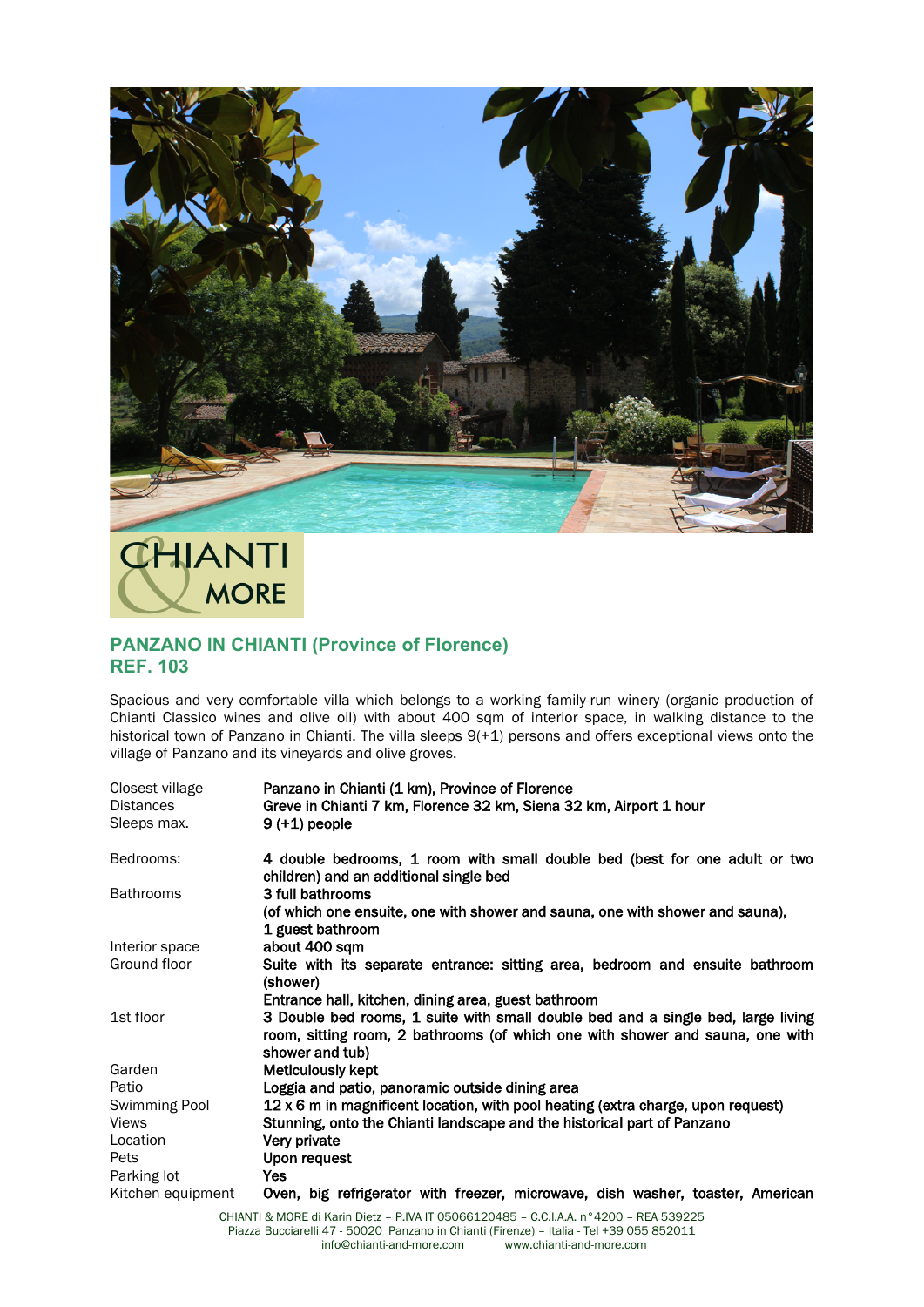CHIANTI & MORE

## PANZANO IN CHIANTI (Province of Florence)
## REF. 103

Spacious and very comfortable villa which belongs to a working family-run winery (organic production of Chianti Classico wines and olive oil) with about 400 sqm of interior space, in walking distance to the historical town of Panzano in Chianti. The villa sleeps 9(+1) persons and offers exceptional views onto the village of Panzano and its vineyards and olive groves.

| | |
|---|---|
| Closest village | **Panzano in Chianti (1 km), Province of Florence** |
| Distances | **Greve in Chianti 7 km, Florence 32 km, Siena 32 km, Airport 1 hour** |
| Sleeps max. | **9 (+1) people** |
| Bedrooms: | **4 double bedrooms, 1 room with small double bed (best for one adult or two children) and an additional single bed** |
| Bathrooms | **3 full bathrooms (of which one ensuite, one with shower and sauna, one with shower and sauna), 1 guest bathroom** |
| Interior space | **about 400 sqm** |
| Ground floor | **Suite with its separate entrance: sitting area, bedroom and ensuite bathroom (shower) Entrance hall, kitchen, dining area, guest bathroom** |
| 1st floor | **3 Double bed rooms, 1 suite with small double bed and a single bed, large living room, sitting room, 2 bathrooms (of which one with shower and sauna, one with shower and tub)** |
| Garden | **Meticulously kept** |
| Patio | **Loggia and patio, panoramic outside dining area** |
| Swimming Pool | **12 x 6 m in magnificent location, with pool heating (extra charge, upon request)** |
| Views | **Stunning, onto the Chianti landscape and the historical part of Panzano** |
| Location | **Very private** |
| Pets | **Upon request** |
| Parking lot | **Yes** |
| Kitchen equipment | **Oven, big refrigerator with freezer, microwave, dish washer, toaster, American** |

CHIANTI & MORE di Karin Dietz – P.IVA IT 05066120485 – C.C.I.A.A. n°4200 – REA 539225
Piazza Bucciarelli 47 - 50020 Panzano in Chianti (Firenze) – Italia - Tel +39 055 852011
info@chianti-and-more.com www.chianti-and-more.com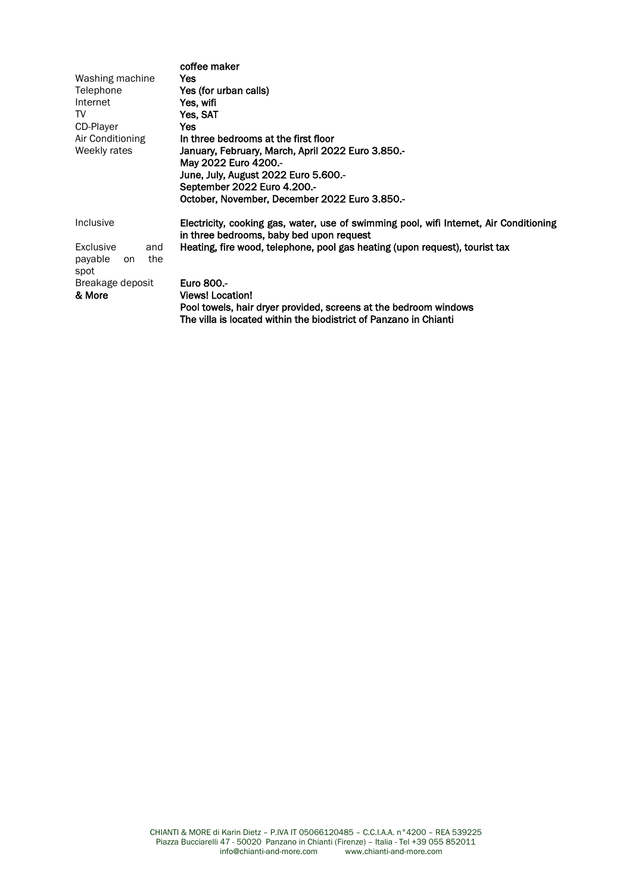| | |
|---|---|
| | **coffee maker** |
| Washing machine | **Yes** |
| Telephone | **Yes (for urban calls)** |
| Internet | **Yes, wifi** |
| TV | **Yes, SAT** |
| CD-Player | **Yes** |
| Air Conditioning | **In three bedrooms at the first floor** |
| Weekly rates | **January, February, March, April 2022 Euro 3.850.-**<br>**May 2022 Euro 4200.-**<br>**June, July, August 2022 Euro 5.600.-**<br>**September 2022 Euro 4.200.-**<br>**October, November, December 2022 Euro 3.850.-** |
| Inclusive | **Electricity, cooking gas, water, use of swimming pool, wifi Internet, Air Conditioning in three bedrooms, baby bed upon request** |
| Exclusive and payable on the spot | **Heating, fire wood, telephone, pool gas heating (upon request), tourist tax** |
| Breakage deposit | **Euro 800.-** |
| **& More** | **Views! Location!**<br>**Pool towels, hair dryer provided, screens at the bedroom windows**<br>**The villa is located within the biodistrict of Panzano in Chianti** |

CHIANTI & MORE di Karin Dietz – P.IVA IT 05066120485 – C.C.I.A.A. n°4200 – REA 539225
Piazza Bucciarelli 47 - 50020 Panzano in Chianti (Firenze) – Italia - Tel +39 055 852011
info@chianti-and-more.com www.chianti-and-more.com